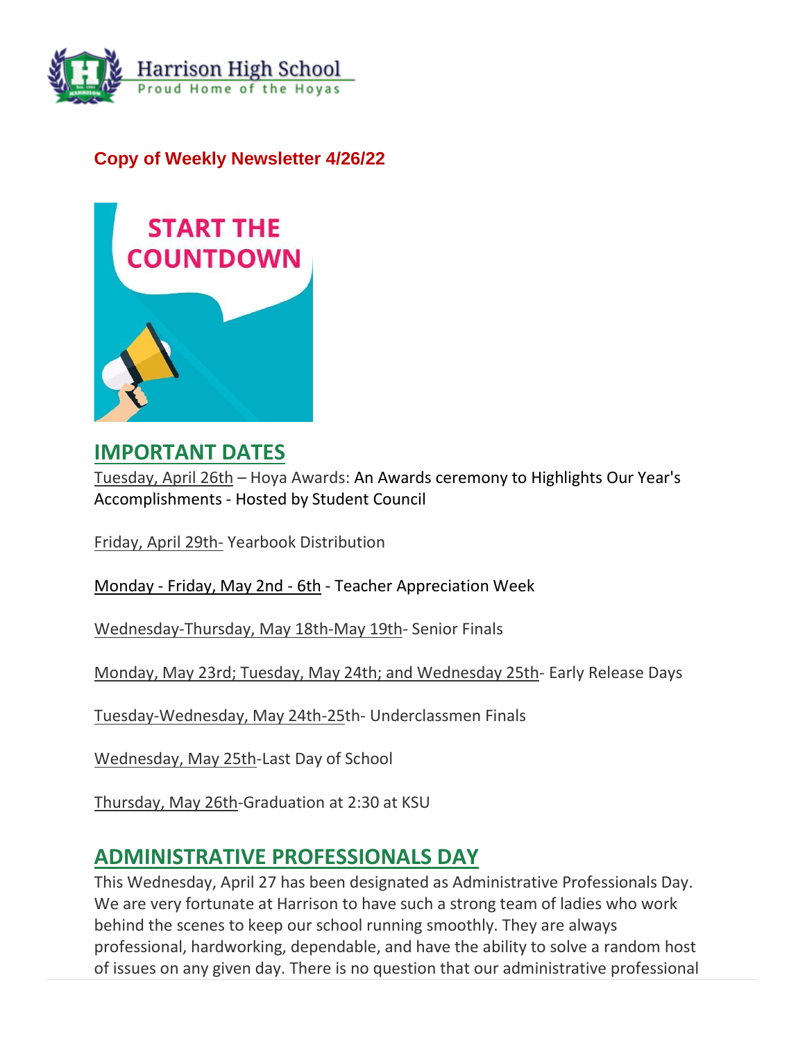Harrison High School
Proud Home of the Hoyas

**Copy of Weekly Newsletter 4/26/22**

## IMPORTANT DATES

Tuesday, April 26th – Hoya Awards: An Awards ceremony to Highlights Our Year's Accomplishments - Hosted by Student Council

Friday, April 29th- Yearbook Distribution

Monday - Friday, May 2nd - 6th - Teacher Appreciation Week

Wednesday-Thursday, May 18th-May 19th- Senior Finals

Monday, May 23rd; Tuesday, May 24th; and Wednesday 25th- Early Release Days

Tuesday-Wednesday, May 24th-25th- Underclassmen Finals

Wednesday, May 25th-Last Day of School

Thursday, May 26th-Graduation at 2:30 at KSU

## ADMINISTRATIVE PROFESSIONALS DAY

This Wednesday, April 27 has been designated as Administrative Professionals Day. We are very fortunate at Harrison to have such a strong team of ladies who work behind the scenes to keep our school running smoothly. They are always professional, hardworking, dependable, and have the ability to solve a random host of issues on any given day. There is no question that our administrative professional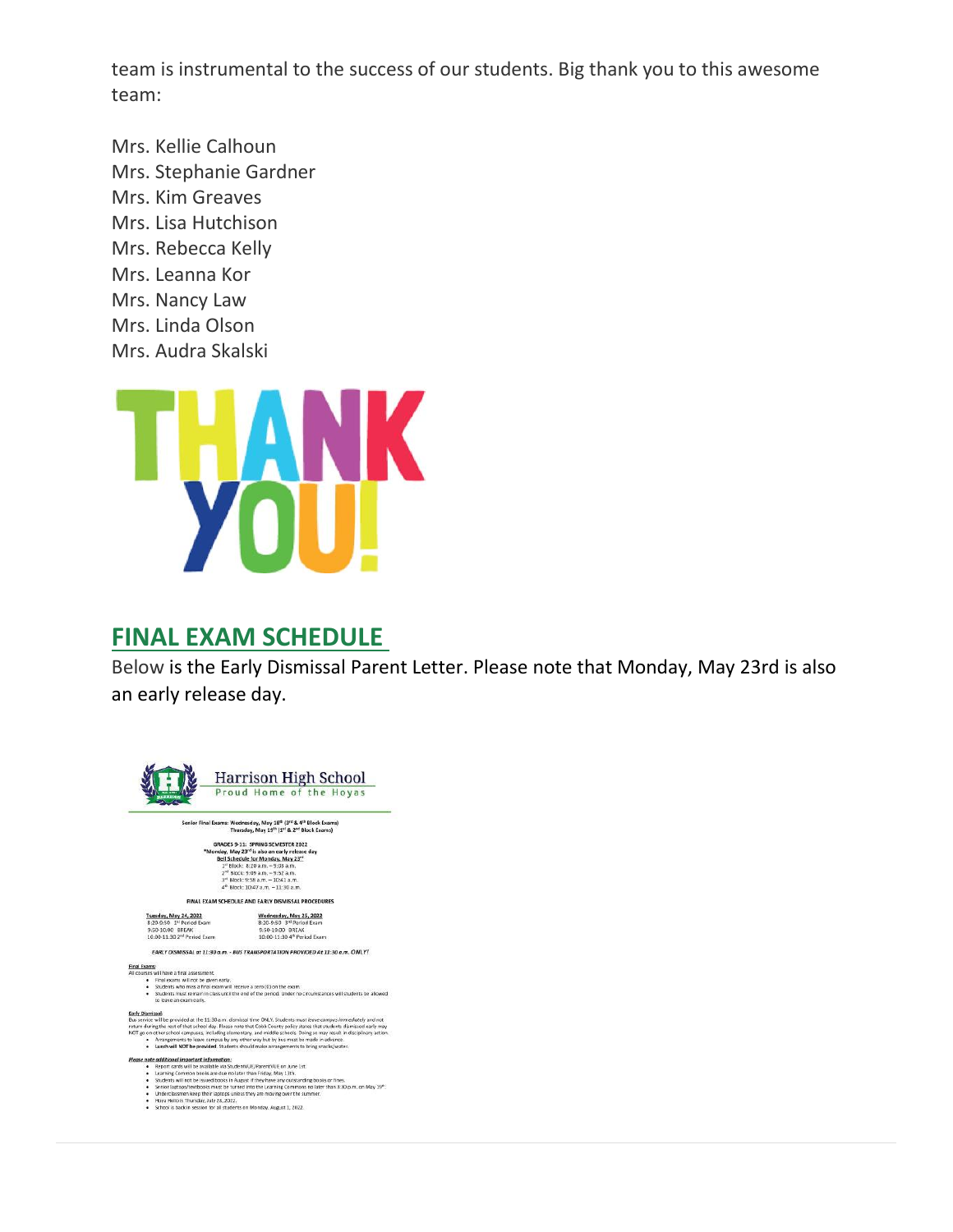team is instrumental to the success of our students. Big thank you to this awesome team:

Mrs. Kellie Calhoun
Mrs. Stephanie Gardner
Mrs. Kim Greaves
Mrs. Lisa Hutchison
Mrs. Rebecca Kelly
Mrs. Leanna Kor
Mrs. Nancy Law
Mrs. Linda Olson
Mrs. Audra Skalski

THANK YOU!

## FINAL EXAM SCHEDULE

Below is the Early Dismissal Parent Letter. Please note that Monday, May 23rd is also an early release day.

**Harrison High School**
Proud Home of the Hoyas

**Senior Final Exams: Wednesday, May 18th (3rd & 4th Block Exams)**
**Thursday, May 19th (1st & 2nd Block Exams)**

**GRADES 9-11: SPRING SEMESTER 2022**
**\*Monday, May 23rd is also an early release day**
**Bell Schedule for Monday, May 23rd**
1st Block: 8:20 a.m. – 9:03 a.m.
2nd Block: 9:09 a.m. – 9:52 a.m.
3rd Block: 9:58 a.m. – 10:41 a.m.
4th Block: 10:47 a.m. – 11:30 a.m.

**FINAL EXAM SCHEDULE AND EARLY DISMISSAL PROCEDURES**

**Tuesday, May 24, 2022**
8:20-9:50 1st Period Exam
9:50-10:00 BREAK
10:00-11:30 2nd Period Exam

**Wednesday, May 25, 2022**
8:20-9:50 3rd Period Exam
9:50-10:00 BREAK
10:00-11:30 4th Period Exam

***EARLY DISMISSAL at 11:30 a.m. - BUS TRANSPORTATION PROVIDED AT 11:30 a.m. ONLY!***

**Final Exams:**
All courses will have a final assessment.
- Final exams will not be given early.
- Students who miss a final exam will receive a zero (0) on the exam.
- Students must remain in class until the end of the period. Under no circumstances will students be allowed to leave an exam early.

**Early Dismissal:**
Bus service will be provided at the 11:30 a.m. dismissal time ONLY. Students must leave campus *immediately* and not return during the rest of that school day. Please note that Cobb County policy states that students dismissed early may NOT go on other school campuses, including elementary, and middle schools. Doing so may result in disciplinary action.
- Arrangements to leave campus by any other way but by bus must be made in advance.
- **Lunch will NOT be provided.** Students should make arrangements to bring snacks/water.

***Please note additional important information:***
- Report cards will be available via StudentVUE/ParentVUE on June 1st.
- Learning Commons books are due no later than Friday, May 13th.
- Students will not be issued books in August if they have any outstanding books or fines.
- Senior laptops/textbooks must be turned into the Learning Commons no later than 3:30 p.m. on May 19th.
- Underclassmen keep their laptops unless they are moving over the summer.
- Hoya Hello is Thursday, July 28, 2022.
- School is back in session for all students on Monday, August 1, 2022.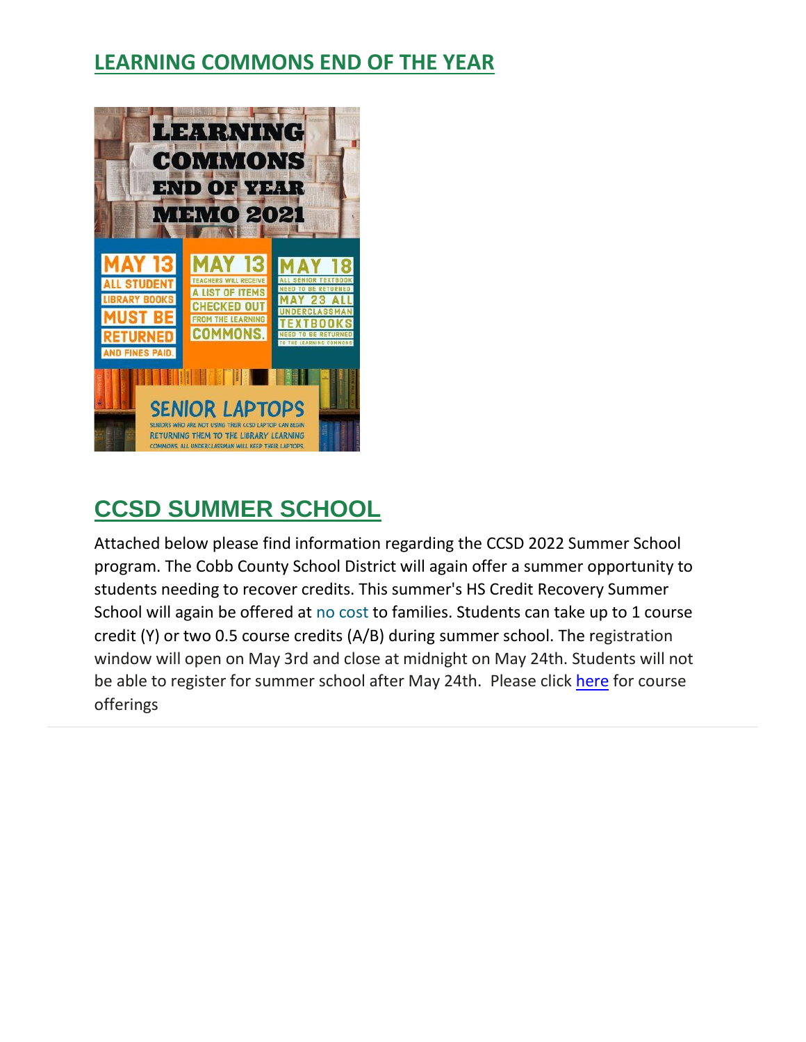## LEARNING COMMONS END OF THE YEAR

LEARNING COMMONS END OF YEAR MEMO 2021

MAY 13 ALL STUDENT LIBRARY BOOKS MUST BE RETURNED AND FINES PAID.

MAY 13 TEACHERS WILL RECEIVE A LIST OF ITEMS CHECKED OUT FROM THE LEARNING COMMONS.

MAY 18 ALL SENIOR TEXTBOOK NEED TO BE RETURNED MAY 23 ALL UNDERCLASSMAN TEXTBOOKS NEED TO BE RETURNED TO THE LEARNING COMMONS

SENIOR LAPTOPS

SENIORS WHO ARE NOT USING THEIR CCSD LAPTOP CAN BEGIN RETURNING THEM TO THE LIBRARY LEARNING COMMONS. ALL UNDERCLASSMAN WILL KEEP THEIR LAPTOPS.

## CCSD SUMMER SCHOOL

Attached below please find information regarding the CCSD 2022 Summer School program. The Cobb County School District will again offer a summer opportunity to students needing to recover credits. This summer's HS Credit Recovery Summer School will again be offered at no cost to families. Students can take up to 1 course credit (Y) or two 0.5 course credits (A/B) during summer school. The registration window will open on May 3rd and close at midnight on May 24th. Students will not be able to register for summer school after May 24th. Please click here for course offerings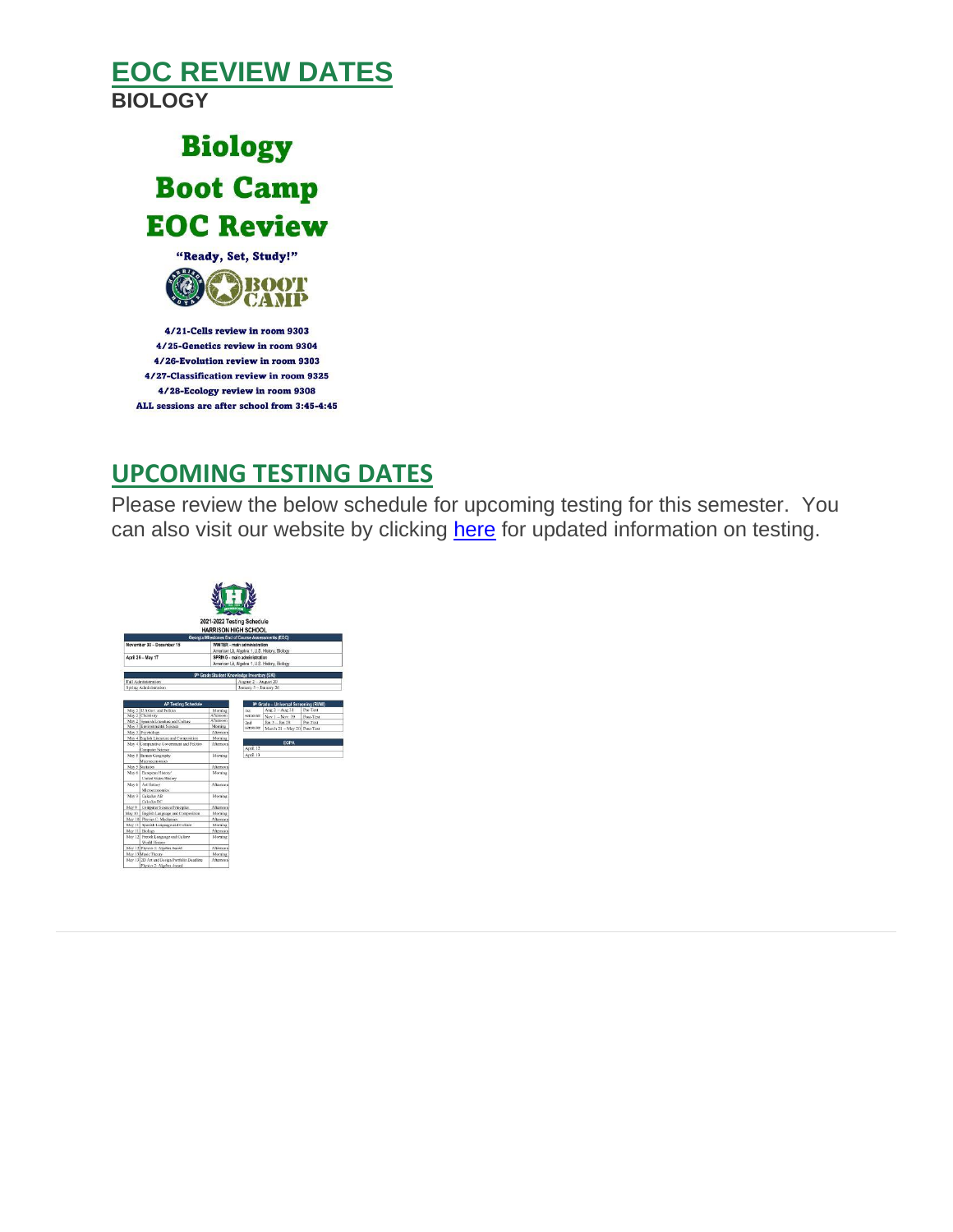## EOC REVIEW DATES

**BIOLOGY**

# Biology Boot Camp EOC Review

**"Ready, Set, Study!"**

**BOOT CAMP**

**4/21-Cells review in room 9303**
**4/25-Genetics review in room 9304**
**4/26-Evolution review in room 9303**
**4/27-Classification review in room 9325**
**4/28-Ecology review in room 9308**
**ALL sessions are after school from 3:45-4:45**

## UPCOMING TESTING DATES

Please review the below schedule for upcoming testing for this semester. You can also visit our website by clicking here for updated information on testing.

**2021-2022 Testing Schedule**
**HARRISON HIGH SCHOOL**

| Georgia Milestones End of Course Assessments (EOC) | |
|---|---|
| November 30 – December 15 | WINTER - main administration<br>American Lit, Algebra 1, U.S. History, Biology |
| April 28 – May 17 | SPRING - main administration<br>American Lit, Algebra 1, U.S. History, Biology |

| 9th Grade Student Knowledge Inventory (SKI) | |
|---|---|
| Fall Administration | August 2 – August 20 |
| Spring Administration | January 5 – January 28 |

| AP Testing Schedule | | |
|---|---|---|
| May 2 | U.S. Gov. and Politics | Morning |
| May 2 | Chemistry | Afternoon |
| May 2 | Spanish Literature and Culture | Afternoon |
| May 3 | Environmental Science | Morning |
| May 3 | Psychology | Afternoon |
| May 4 | English Literature and Composition | Morning |
| May 4 | Comparative Government and Politics<br>Computer Science | Afternoon |
| May 5 | Human Geography<br>Macroeconomics | Morning |
| May 5 | Statistics | Afternoon |
| May 6 | European History/<br>United States History | Morning |
| May 6 | Art History<br>Microeconomics | Afternoon |
| May 9 | Calculus AB<br>Calculus BC | Morning |
| May 9 | Computer Science Principles | Afternoon |
| May 10 | English Language and Composition | Morning |
| May 10 | Physics C: Mechanics | Afternoon |
| May 11 | Spanish Language and Culture | Morning |
| May 11 | Biology | Afternoon |
| May 12 | French Language and Culture<br>World History | Morning |
| May 12 | Physics 1: Algebra-based | Afternoon |
| May 13 | Music Theory | Morning |
| May 13 | 2D Art and Design Portfolio Deadline<br>Physics 2: Algebra-based | Afternoon |

| 9th Grade – Universal Screening (RIMI) | | |
|---|---|---|
| 1st semester | Aug 2 – Aug 31 | Pre-Test |
| | Nov 1 – Nov 19 | Post-Test |
| 2nd semester | Jan 3 – Jan 18 | Pre-Test |
| | March 21 – May 20 | Post-Test |

| EOPA |
|---|
| April 12 |
| April 13 |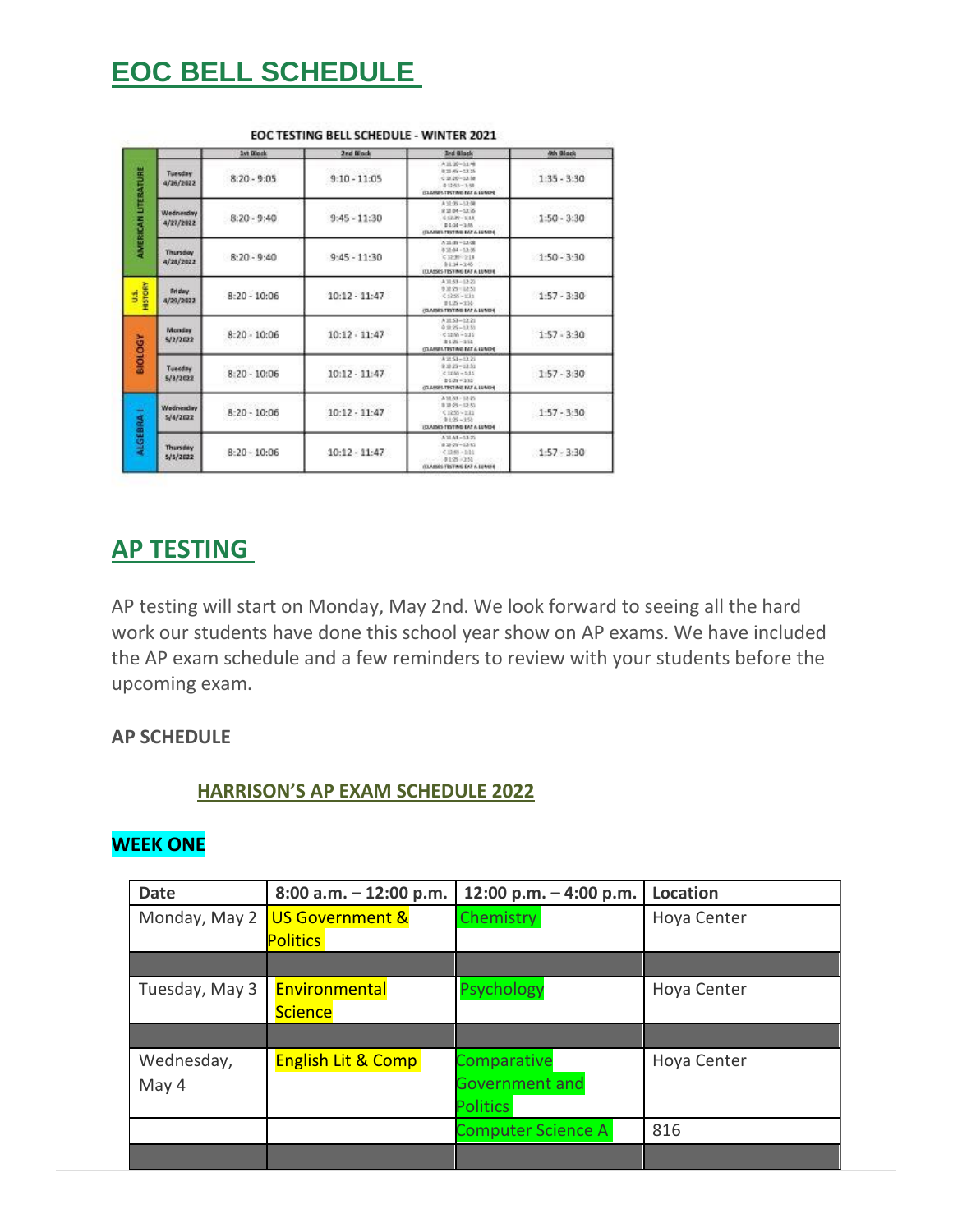# EOC BELL SCHEDULE

EOC TESTING BELL SCHEDULE - WINTER 2021

| | | 1st Block | 2nd Block | 3rd Block | 4th Block |
|---|---|---|---|---|---|
| AMERICAN LITERATURE | Tuesday 4/26/2022 | 8:20 - 9:05 | 9:10 - 11:05 | A 11:10 – 11:48 B 11:45 – 12:18 C 12:20 – 12:38 D 12:55 – 1:30 (CLASSES TESTING EAT A LUNCH) | 1:35 - 3:30 |
| | Wednesday 4/27/2022 | 8:20 - 9:40 | 9:45 - 11:30 | A 11:35 – 12:08 B 12:04 – 12:35 C 12:39 – 1:18 D 1:14 – 1:45 (CLASSES TESTING EAT A LUNCH) | 1:50 - 3:30 |
| | Thursday 4/28/2022 | 8:20 - 9:40 | 9:45 - 11:30 | A 11:35 – 12:08 B 12:04 – 12:35 C 12:39 – 1:18 D 1:14 – 1:45 (CLASSES TESTING EAT A LUNCH) | 1:50 - 3:30 |
| U.S. HISTORY | Friday 4/29/2022 | 8:20 - 10:06 | 10:12 - 11:47 | A 11:53 – 12:21 B 12:25 – 12:51 C 12:55 – 1:21 D 1:25 – 1:51 (CLASSES TESTING EAT A LUNCH) | 1:57 - 3:30 |
| BIOLOGY | Monday 5/2/2022 | 8:20 - 10:06 | 10:12 - 11:47 | A 11:53 – 12:21 B 12:25 – 12:51 C 12:55 – 1:21 D 1:25 – 1:51 (CLASSES TESTING EAT A LUNCH) | 1:57 - 3:30 |
| | Tuesday 5/3/2022 | 8:20 - 10:06 | 10:12 - 11:47 | A 11:53 – 12:21 B 12:25 – 12:51 C 12:55 – 1:21 D 1:25 – 1:51 (CLASSES TESTING EAT A LUNCH) | 1:57 - 3:30 |
| ALGEBRA I | Wednesday 5/4/2022 | 8:20 - 10:06 | 10:12 - 11:47 | A 11:53 – 12:21 B 12:25 – 12:51 C 12:55 – 1:21 D 1:25 – 1:51 (CLASSES TESTING EAT A LUNCH) | 1:57 - 3:30 |
| | Thursday 5/5/2022 | 8:20 - 10:06 | 10:12 - 11:47 | A 11:53 – 12:21 B 12:25 – 12:51 C 12:55 – 1:21 D 1:25 – 1:51 (CLASSES TESTING EAT A LUNCH) | 1:57 - 3:30 |

# AP TESTING

AP testing will start on Monday, May 2nd. We look forward to seeing all the hard work our students have done this school year show on AP exams. We have included the AP exam schedule and a few reminders to review with your students before the upcoming exam.

**AP SCHEDULE**

**HARRISON'S AP EXAM SCHEDULE 2022**

**WEEK ONE**

| Date | 8:00 a.m. – 12:00 p.m. | 12:00 p.m. – 4:00 p.m. | Location |
|---|---|---|---|
| Monday, May 2 | US Government & Politics | Chemistry | Hoya Center |
| | | | |
| Tuesday, May 3 | Environmental Science | Psychology | Hoya Center |
| | | | |
| Wednesday, May 4 | English Lit & Comp | Comparative Government and Politics | Hoya Center |
| | | Computer Science A | 816 |
| | | | |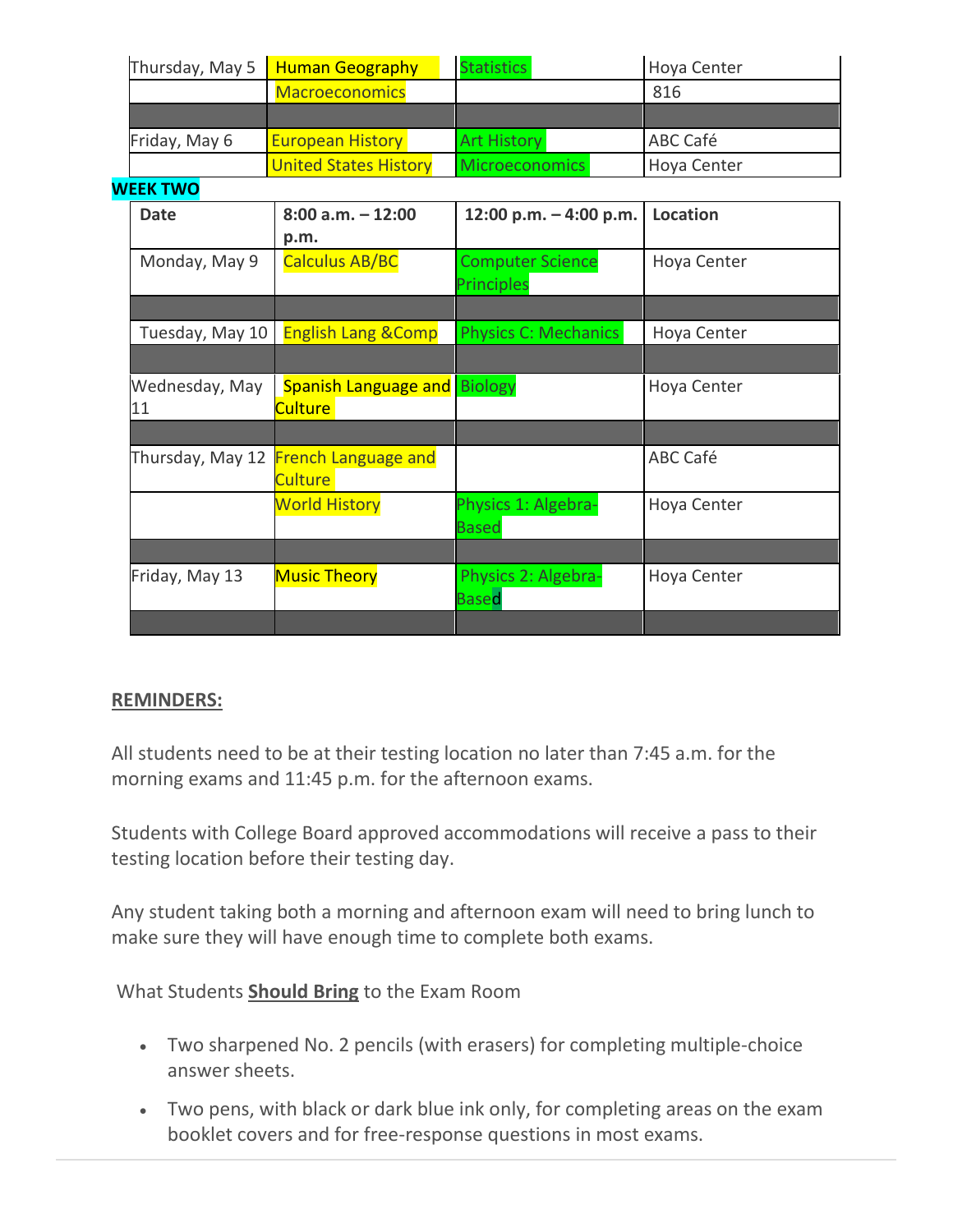| Thursday, May 5 | Human Geography | Statistics | Hoya Center |
|---|---|---|---|
| | Macroeconomics | | 816 |
| | | | |
| Friday, May 6 | European History | Art History | ABC Café |
| | United States History | Microeconomics | Hoya Center |

**WEEK TWO**

| Date | 8:00 a.m. – 12:00 p.m. | 12:00 p.m. – 4:00 p.m. | Location |
|---|---|---|---|
| Monday, May 9 | Calculus AB/BC | Computer Science Principles | Hoya Center |
| | | | |
| Tuesday, May 10 | English Lang &Comp | Physics C: Mechanics | Hoya Center |
| | | | |
| Wednesday, May 11 | Spanish Language and Culture | Biology | Hoya Center |
| | | | |
| Thursday, May 12 | French Language and Culture | | ABC Café |
| | World History | Physics 1: Algebra-Based | Hoya Center |
| | | | |
| Friday, May 13 | Music Theory | Physics 2: Algebra-Based | Hoya Center |
| | | | |

**REMINDERS:**

All students need to be at their testing location no later than 7:45 a.m. for the morning exams and 11:45 p.m. for the afternoon exams.

Students with College Board approved accommodations will receive a pass to their testing location before their testing day.

Any student taking both a morning and afternoon exam will need to bring lunch to make sure they will have enough time to complete both exams.

What Students **Should Bring** to the Exam Room

- Two sharpened No. 2 pencils (with erasers) for completing multiple-choice answer sheets.
- Two pens, with black or dark blue ink only, for completing areas on the exam booklet covers and for free-response questions in most exams.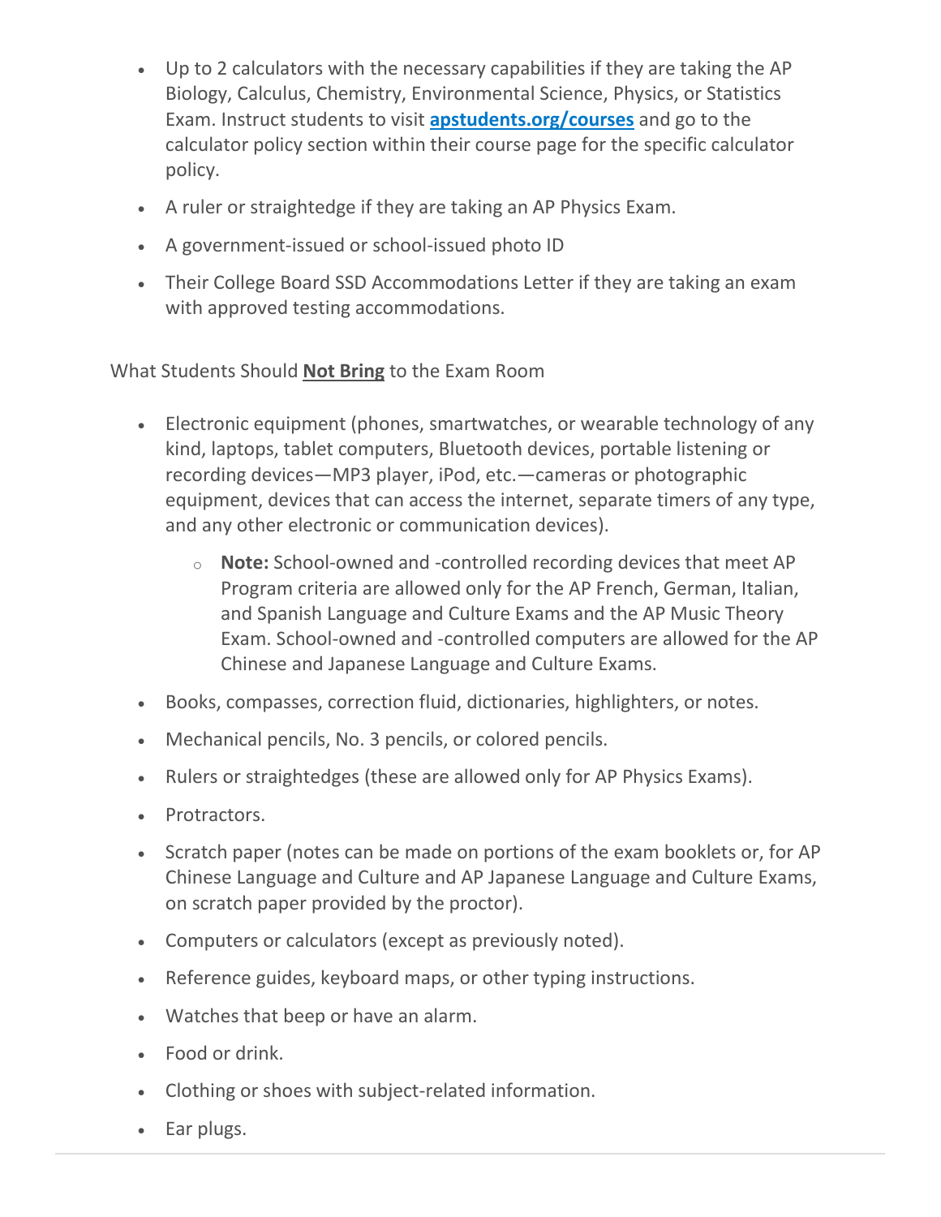- Up to 2 calculators with the necessary capabilities if they are taking the AP Biology, Calculus, Chemistry, Environmental Science, Physics, or Statistics Exam. Instruct students to visit **[apstudents.org/courses](apstudents.org/courses)** and go to the calculator policy section within their course page for the specific calculator policy.
- A ruler or straightedge if they are taking an AP Physics Exam.
- A government-issued or school-issued photo ID
- Their College Board SSD Accommodations Letter if they are taking an exam with approved testing accommodations.

What Students Should **Not Bring** to the Exam Room

- Electronic equipment (phones, smartwatches, or wearable technology of any kind, laptops, tablet computers, Bluetooth devices, portable listening or recording devices—MP3 player, iPod, etc.—cameras or photographic equipment, devices that can access the internet, separate timers of any type, and any other electronic or communication devices).
  - **Note:** School-owned and -controlled recording devices that meet AP Program criteria are allowed only for the AP French, German, Italian, and Spanish Language and Culture Exams and the AP Music Theory Exam. School-owned and -controlled computers are allowed for the AP Chinese and Japanese Language and Culture Exams.
- Books, compasses, correction fluid, dictionaries, highlighters, or notes.
- Mechanical pencils, No. 3 pencils, or colored pencils.
- Rulers or straightedges (these are allowed only for AP Physics Exams).
- Protractors.
- Scratch paper (notes can be made on portions of the exam booklets or, for AP Chinese Language and Culture and AP Japanese Language and Culture Exams, on scratch paper provided by the proctor).
- Computers or calculators (except as previously noted).
- Reference guides, keyboard maps, or other typing instructions.
- Watches that beep or have an alarm.
- Food or drink.
- Clothing or shoes with subject-related information.
- Ear plugs.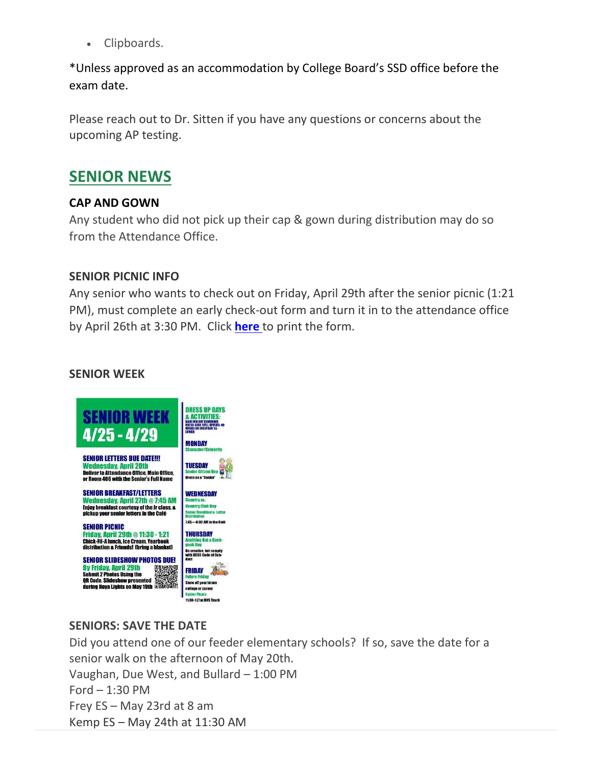- Clipboards.

*Unless approved as an accommodation by College Board's SSD office before the exam date.

Please reach out to Dr. Sitten if you have any questions or concerns about the upcoming AP testing.

## SENIOR NEWS

### CAP AND GOWN

Any student who did not pick up their cap & gown during distribution may do so from the Attendance Office.

### SENIOR PICNIC INFO

Any senior who wants to check out on Friday, April 29th after the senior picnic (1:21 PM), must complete an early check-out form and turn it in to the attendance office by April 26th at 3:30 PM. Click **here** to print the form.

### SENIOR WEEK

**SENIOR WEEK 4/25 - 4/29**

**SENIOR LETTERS DUE DATE!!!**
**Wednesday, April 20th**
Deliver to Attendance Office, Main Office, or Room 406 with the Senior's Full Name

**SENIOR BREAKFAST/LETTERS**
**Wednesday, April 27th @ 7:45 AM**
Enjoy breakfast courtesy of the Jr class, & pickup your senior letters in the Café

**SENIOR PICNIC**
**Friday, April 29th @ 11:30 - 1:21**
Chick-Fil-A lunch, Ice Cream, Yearbook distribution & Friends! (bring a blanket)

**SENIOR SLIDESHOW PHOTOS DUE!**
**By Friday, April 29th**
Submit 2 Photos Using the QR Code. Slideshow presented during Hoya Lights on May 19th

**DRESS UP DAYS & ACTIVITIES:**
Have fun but remember dress code still applies; no masks or facepaint allowed

**MONDAY**
Character/Celebrity

**TUESDAY**
Senior Citizen Day
Dress as a "Senior"

**WEDNESDAY**
Country vs. Country Club Day
Senior Breakfast & Letter Distribution
7:45—8:30 AM in the Café

**THURSDAY**
Anything But a Backpack Day
Be creative, but comply with GCSD Code of Conduct

**FRIDAY**
Future Friday
Show off your future college or career
Senior Picnic
11:30-1:21 at HHS Track

### SENIORS: SAVE THE DATE

Did you attend one of our feeder elementary schools? If so, save the date for a senior walk on the afternoon of May 20th.
Vaughan, Due West, and Bullard – 1:00 PM
Ford – 1:30 PM
Frey ES – May 23rd at 8 am
Kemp ES – May 24th at 11:30 AM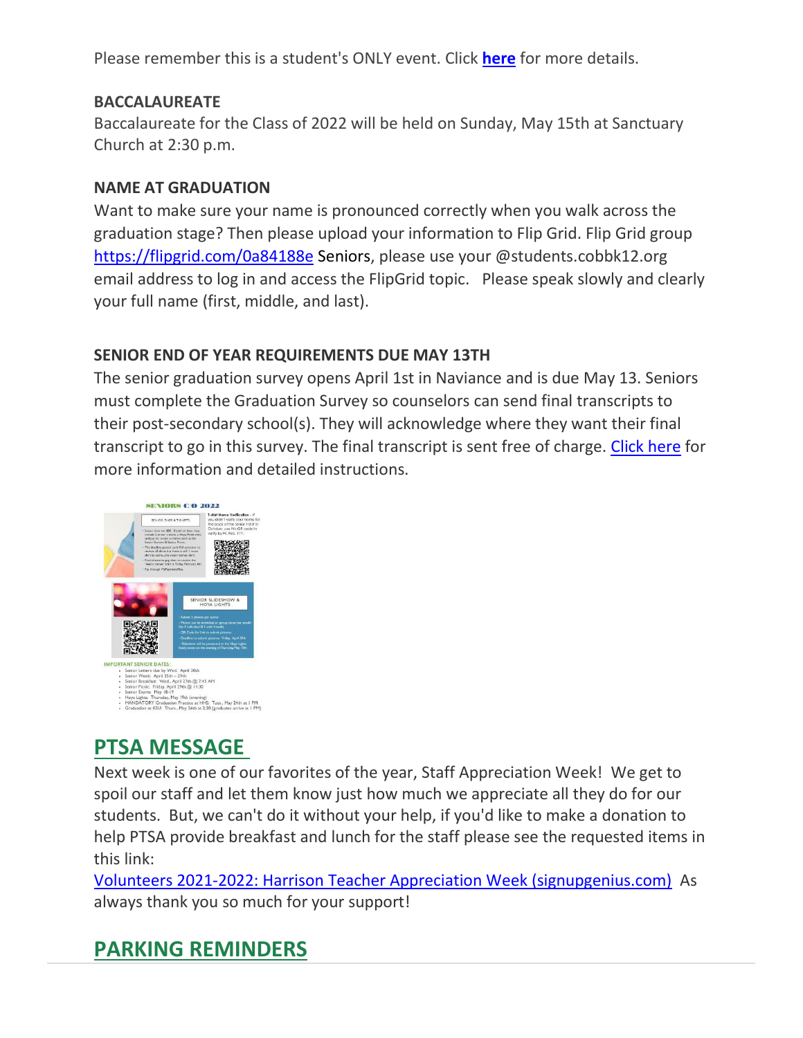Please remember this is a student's ONLY event. Click **here** for more details.

**BACCALAUREATE**
Baccalaureate for the Class of 2022 will be held on Sunday, May 15th at Sanctuary Church at 2:30 p.m.

**NAME AT GRADUATION**
Want to make sure your name is pronounced correctly when you walk across the graduation stage? Then please upload your information to Flip Grid. Flip Grid group https://flipgrid.com/0a84188e Seniors, please use your @students.cobbk12.org email address to log in and access the FlipGrid topic. Please speak slowly and clearly your full name (first, middle, and last).

**SENIOR END OF YEAR REQUIREMENTS DUE MAY 13TH**
The senior graduation survey opens April 1st in Naviance and is due May 13. Seniors must complete the Graduation Survey so counselors can send final transcripts to their post-secondary school(s). They will acknowledge where they want their final transcript to go in this survey. The final transcript is sent free of charge. Click here for more information and detailed instructions.

## PTSA MESSAGE

Next week is one of our favorites of the year, Staff Appreciation Week! We get to spoil our staff and let them know just how much we appreciate all they do for our students. But, we can't do it without your help, if you'd like to make a donation to help PTSA provide breakfast and lunch for the staff please see the requested items in this link:
Volunteers 2021-2022: Harrison Teacher Appreciation Week (signupgenius.com) As always thank you so much for your support!

## PARKING REMINDERS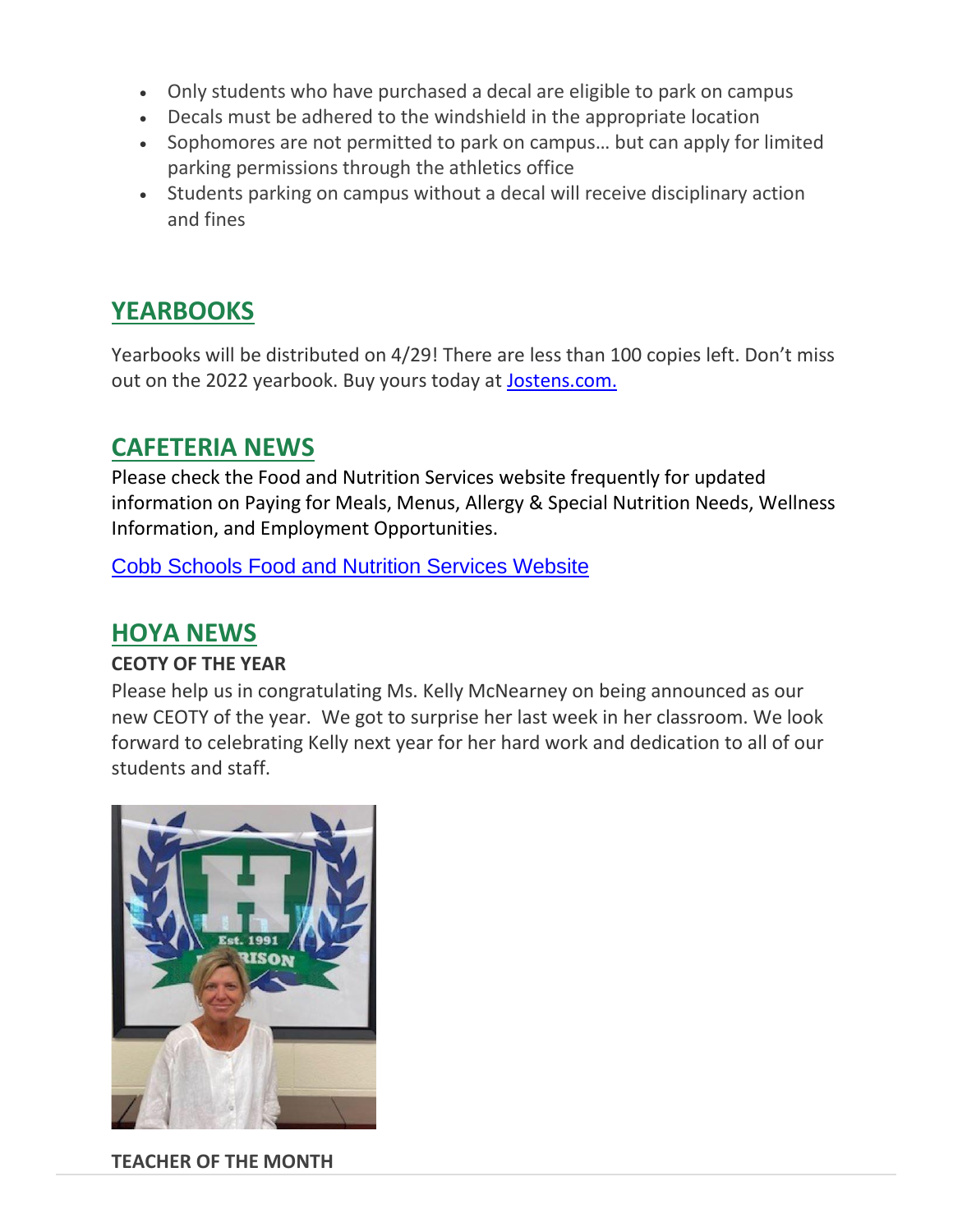- Only students who have purchased a decal are eligible to park on campus
- Decals must be adhered to the windshield in the appropriate location
- Sophomores are not permitted to park on campus… but can apply for limited parking permissions through the athletics office
- Students parking on campus without a decal will receive disciplinary action and fines

## YEARBOOKS

Yearbooks will be distributed on 4/29! There are less than 100 copies left. Don't miss out on the 2022 yearbook. Buy yours today at [Jostens.com.](Jostens.com)

## CAFETERIA NEWS

Please check the Food and Nutrition Services website frequently for updated information on Paying for Meals, Menus, Allergy & Special Nutrition Needs, Wellness Information, and Employment Opportunities.

[Cobb Schools Food and Nutrition Services Website]()

## HOYA NEWS

**CEOTY OF THE YEAR**

Please help us in congratulating Ms. Kelly McNearney on being announced as our new CEOTY of the year. We got to surprise her last week in her classroom. We look forward to celebrating Kelly next year for her hard work and dedication to all of our students and staff.

**TEACHER OF THE MONTH**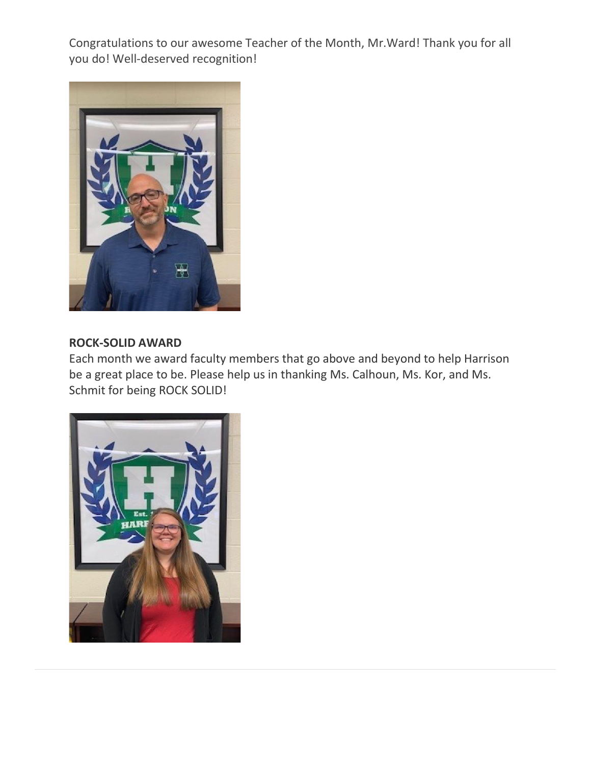Congratulations to our awesome Teacher of the Month, Mr.Ward! Thank you for all you do! Well-deserved recognition!

**ROCK-SOLID AWARD**

Each month we award faculty members that go above and beyond to help Harrison be a great place to be. Please help us in thanking Ms. Calhoun, Ms. Kor, and Ms. Schmit for being ROCK SOLID!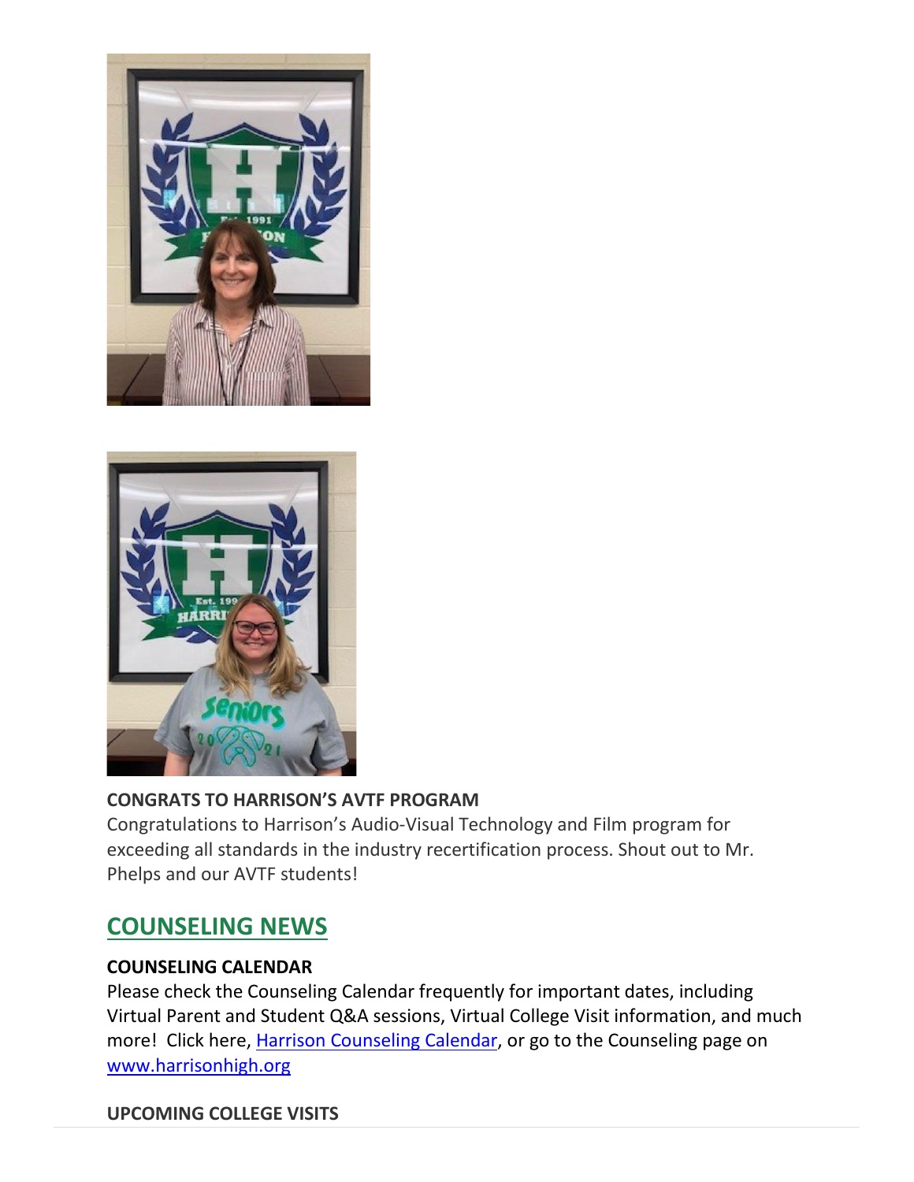**CONGRATS TO HARRISON'S AVTF PROGRAM**
Congratulations to Harrison's Audio-Visual Technology and Film program for exceeding all standards in the industry recertification process. Shout out to Mr. Phelps and our AVTF students!

## COUNSELING NEWS

**COUNSELING CALENDAR**
Please check the Counseling Calendar frequently for important dates, including Virtual Parent and Student Q&A sessions, Virtual College Visit information, and much more! Click here, [Harrison Counseling Calendar](), or go to the Counseling page on [www.harrisonhigh.org]()

**UPCOMING COLLEGE VISITS**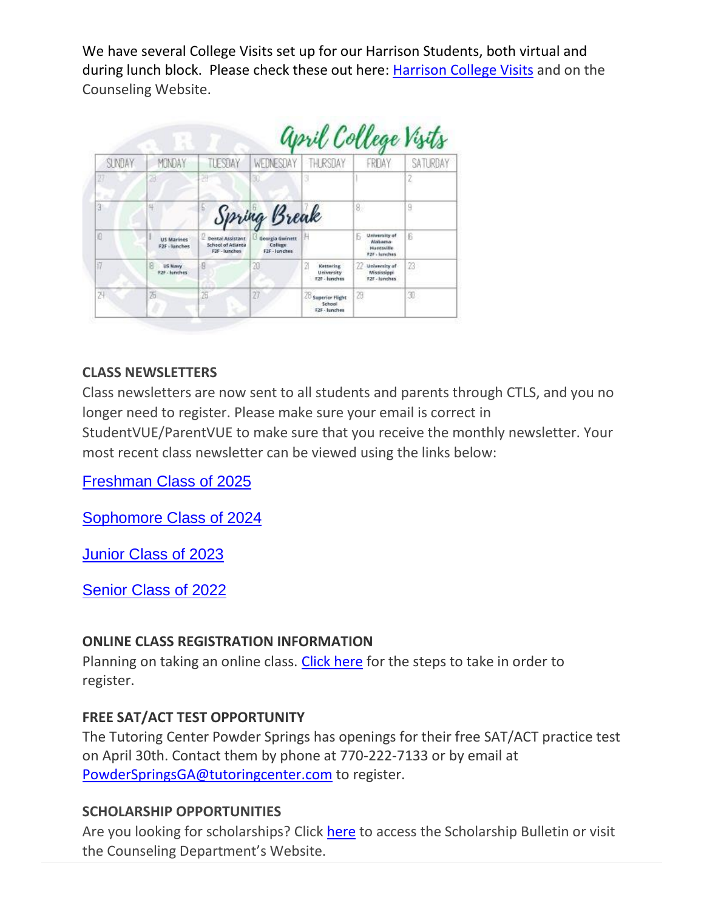We have several College Visits set up for our Harrison Students, both virtual and during lunch block. Please check these out here: [Harrison College Visits] and on the Counseling Website.

April College Visits

| SUNDAY | MONDAY | TUESDAY | WEDNESDAY | THURSDAY | FRIDAY | SATURDAY |
|---|---|---|---|---|---|---|
| 27 | 28 | 29 | 30 | 31 | 1 | 2 |
| 3 | 4 | 5 Spring Break | 6 | 7 | 8 | 9 |
| 10 | 11 US Marines F2F - lunches | 12 Dental Assistant School of Atlanta F2F - lunches | 13 Georgia Gwinnett College F2F - lunches | 14 | 15 University of Alabama-Huntsville F2F - lunches | 16 |
| 17 | 18 US Navy F2F - lunches | 19 | 20 | 21 Kettering University F2F - lunches | 22 University of Mississippi F2F - lunches | 23 |
| 24 | 25 | 26 | 27 | 28 Superior Flight School F2F - lunches | 29 | 30 |

**CLASS NEWSLETTERS**
Class newsletters are now sent to all students and parents through CTLS, and you no longer need to register. Please make sure your email is correct in StudentVUE/ParentVUE to make sure that you receive the monthly newsletter. Your most recent class newsletter can be viewed using the links below:

Freshman Class of 2025

Sophomore Class of 2024

Junior Class of 2023

Senior Class of 2022

**ONLINE CLASS REGISTRATION INFORMATION**
Planning on taking an online class. Click here for the steps to take in order to register.

**FREE SAT/ACT TEST OPPORTUNITY**
The Tutoring Center Powder Springs has openings for their free SAT/ACT practice test on April 30th. Contact them by phone at 770-222-7133 or by email at PowderSpringsGA@tutoringcenter.com to register.

**SCHOLARSHIP OPPORTUNITIES**
Are you looking for scholarships? Click here to access the Scholarship Bulletin or visit the Counseling Department's Website.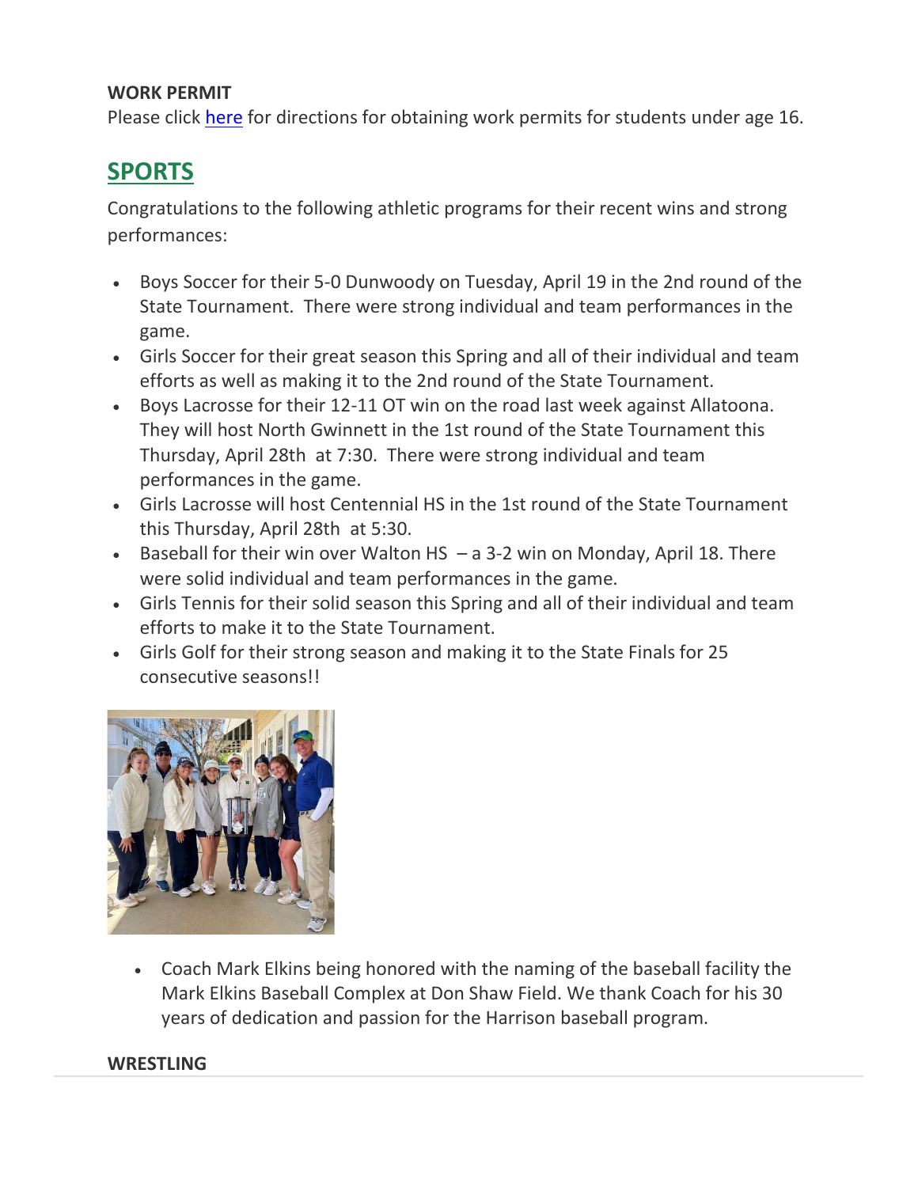**WORK PERMIT**
Please click here for directions for obtaining work permits for students under age 16.

## SPORTS

Congratulations to the following athletic programs for their recent wins and strong performances:

- Boys Soccer for their 5-0 Dunwoody on Tuesday, April 19 in the 2nd round of the State Tournament. There were strong individual and team performances in the game.
- Girls Soccer for their great season this Spring and all of their individual and team efforts as well as making it to the 2nd round of the State Tournament.
- Boys Lacrosse for their 12-11 OT win on the road last week against Allatoona. They will host North Gwinnett in the 1st round of the State Tournament this Thursday, April 28th at 7:30. There were strong individual and team performances in the game.
- Girls Lacrosse will host Centennial HS in the 1st round of the State Tournament this Thursday, April 28th at 5:30.
- Baseball for their win over Walton HS – a 3-2 win on Monday, April 18. There were solid individual and team performances in the game.
- Girls Tennis for their solid season this Spring and all of their individual and team efforts to make it to the State Tournament.
- Girls Golf for their strong season and making it to the State Finals for 25 consecutive seasons!!

- Coach Mark Elkins being honored with the naming of the baseball facility the Mark Elkins Baseball Complex at Don Shaw Field. We thank Coach for his 30 years of dedication and passion for the Harrison baseball program.

**WRESTLING**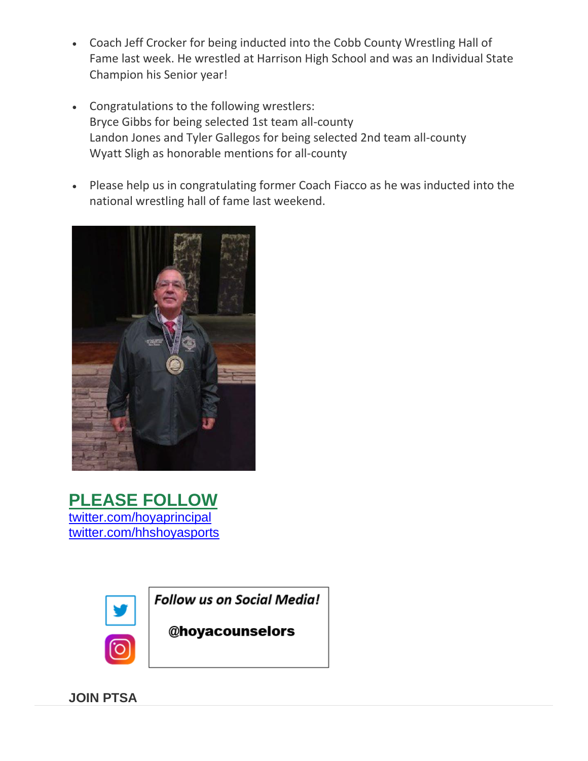- Coach Jeff Crocker for being inducted into the Cobb County Wrestling Hall of Fame last week. He wrestled at Harrison High School and was an Individual State Champion his Senior year!

- Congratulations to the following wrestlers:
  Bryce Gibbs for being selected 1st team all-county
  Landon Jones and Tyler Gallegos for being selected 2nd team all-county
  Wyatt Sligh as honorable mentions for all-county

- Please help us in congratulating former Coach Fiacco as he was inducted into the national wrestling hall of fame last weekend.

## PLEASE FOLLOW

twitter.com/hoyaprincipal
twitter.com/hhshoyasports

***Follow us on Social Media!***

**@hoyacounselors**

**JOIN PTSA**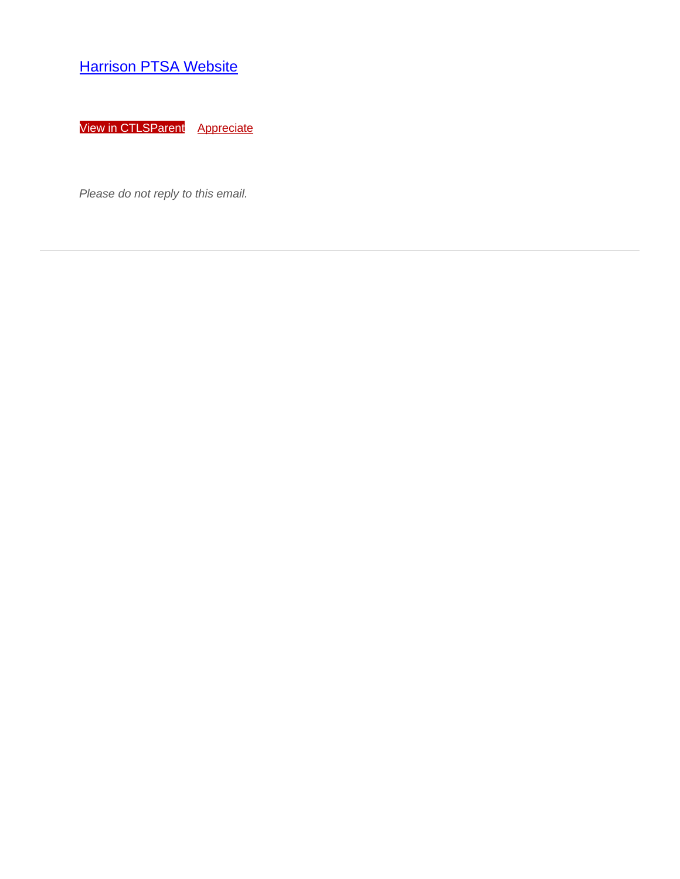Harrison PTSA Website

View in CTLSParent    Appreciate

*Please do not reply to this email.*